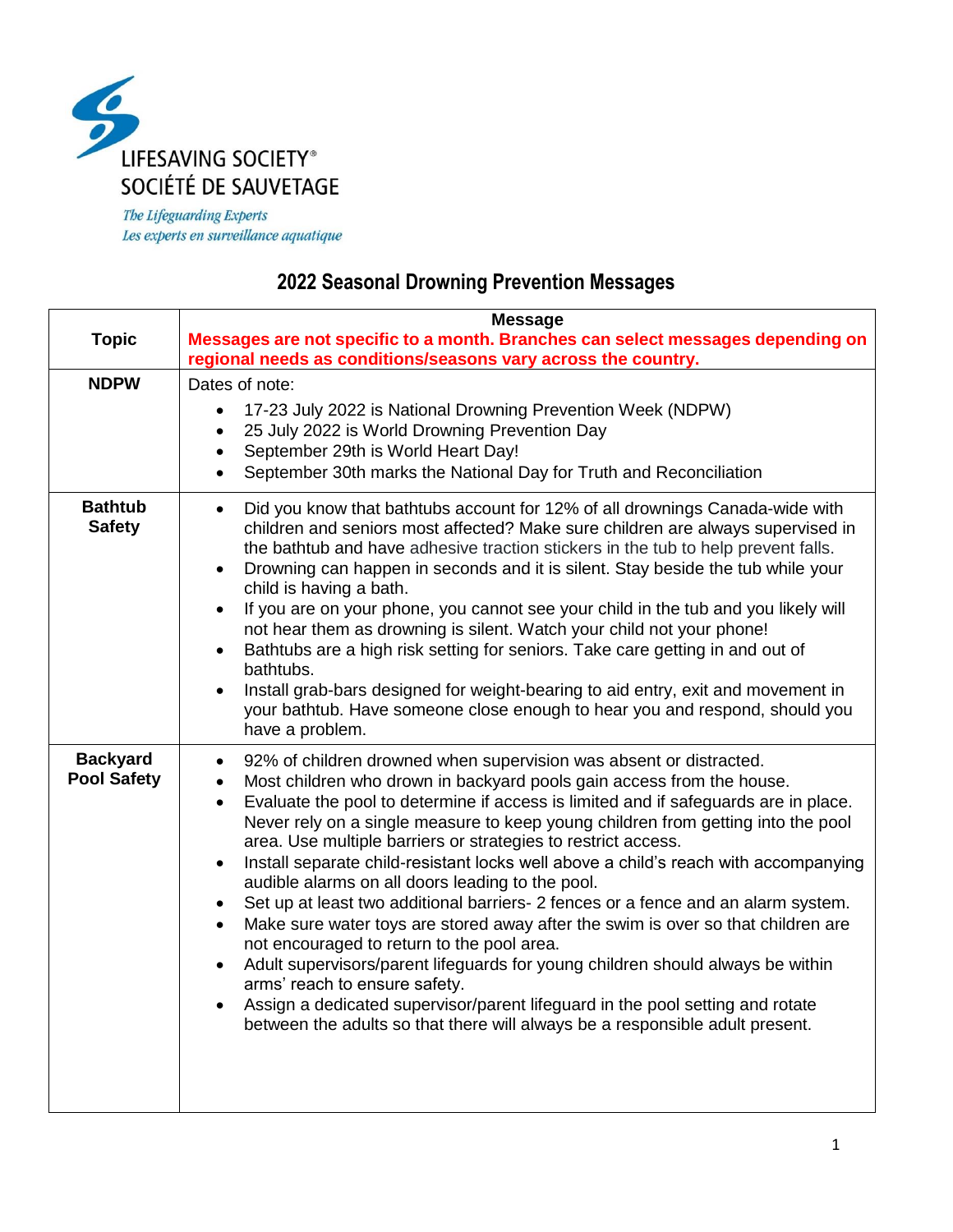LIFESAVING SOCIETY®
SOCIÉTÉ DE SAUVETAGE

*The Lifeguarding Experts*
*Les experts en surveillance aquatique*

# 2022 Seasonal Drowning Prevention Messages

| Topic | Message<br>**Messages are not specific to a month. Branches can select messages depending on regional needs as conditions/seasons vary across the country.** |
|---|---|
| **NDPW** | Dates of note:<br>• 17-23 July 2022 is National Drowning Prevention Week (NDPW)<br>• 25 July 2022 is World Drowning Prevention Day<br>• September 29th is World Heart Day!<br>• September 30th marks the National Day for Truth and Reconciliation |
| **Bathtub Safety** | • Did you know that bathtubs account for 12% of all drownings Canada-wide with children and seniors most affected? Make sure children are always supervised in the bathtub and have adhesive traction stickers in the tub to help prevent falls.<br>• Drowning can happen in seconds and it is silent. Stay beside the tub while your child is having a bath.<br>• If you are on your phone, you cannot see your child in the tub and you likely will not hear them as drowning is silent. Watch your child not your phone!<br>• Bathtubs are a high risk setting for seniors. Take care getting in and out of bathtubs.<br>• Install grab-bars designed for weight-bearing to aid entry, exit and movement in your bathtub. Have someone close enough to hear you and respond, should you have a problem. |
| **Backyard Pool Safety** | • 92% of children drowned when supervision was absent or distracted.<br>• Most children who drown in backyard pools gain access from the house.<br>• Evaluate the pool to determine if access is limited and if safeguards are in place. Never rely on a single measure to keep young children from getting into the pool area. Use multiple barriers or strategies to restrict access.<br>• Install separate child-resistant locks well above a child's reach with accompanying audible alarms on all doors leading to the pool.<br>• Set up at least two additional barriers- 2 fences or a fence and an alarm system.<br>• Make sure water toys are stored away after the swim is over so that children are not encouraged to return to the pool area.<br>• Adult supervisors/parent lifeguards for young children should always be within arms' reach to ensure safety.<br>• Assign a dedicated supervisor/parent lifeguard in the pool setting and rotate between the adults so that there will always be a responsible adult present. |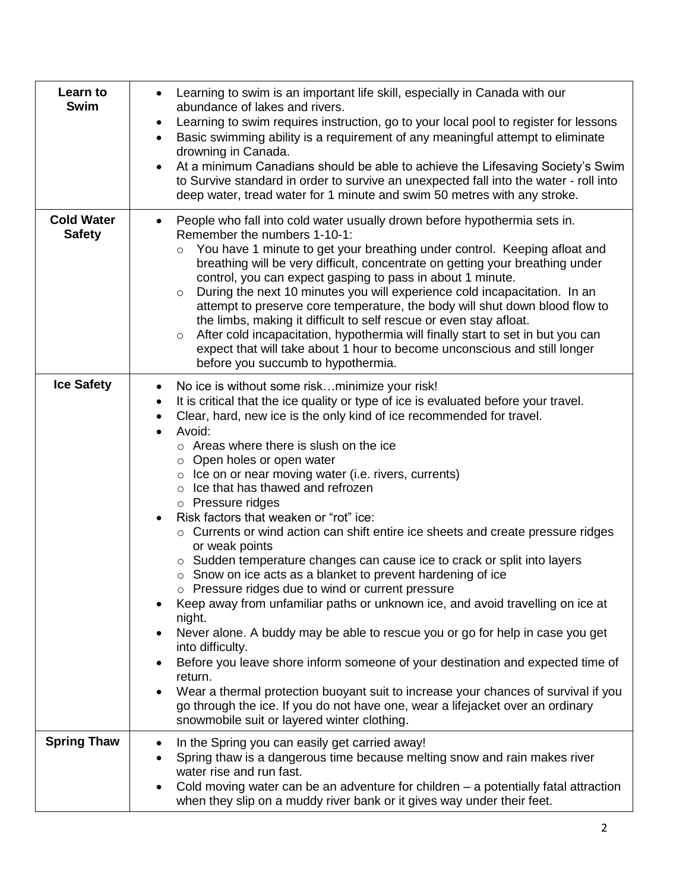| | |
|---|---|
| **Learn to Swim** | • Learning to swim is an important life skill, especially in Canada with our abundance of lakes and rivers.<br>• Learning to swim requires instruction, go to your local pool to register for lessons<br>• Basic swimming ability is a requirement of any meaningful attempt to eliminate drowning in Canada.<br>• At a minimum Canadians should be able to achieve the Lifesaving Society's Swim to Survive standard in order to survive an unexpected fall into the water - roll into deep water, tread water for 1 minute and swim 50 metres with any stroke. |
| **Cold Water Safety** | • People who fall into cold water usually drown before hypothermia sets in. Remember the numbers 1-10-1:<br>  ○ You have 1 minute to get your breathing under control. Keeping afloat and breathing will be very difficult, concentrate on getting your breathing under control, you can expect gasping to pass in about 1 minute.<br>  ○ During the next 10 minutes you will experience cold incapacitation. In an attempt to preserve core temperature, the body will shut down blood flow to the limbs, making it difficult to self rescue or even stay afloat.<br>  ○ After cold incapacitation, hypothermia will finally start to set in but you can expect that will take about 1 hour to become unconscious and still longer before you succumb to hypothermia. |
| **Ice Safety** | • No ice is without some risk…minimize your risk!<br>• It is critical that the ice quality or type of ice is evaluated before your travel.<br>• Clear, hard, new ice is the only kind of ice recommended for travel.<br>• Avoid:<br>  ○ Areas where there is slush on the ice<br>  ○ Open holes or open water<br>  ○ Ice on or near moving water (i.e. rivers, currents)<br>  ○ Ice that has thawed and refrozen<br>  ○ Pressure ridges<br>• Risk factors that weaken or "rot" ice:<br>  ○ Currents or wind action can shift entire ice sheets and create pressure ridges or weak points<br>  ○ Sudden temperature changes can cause ice to crack or split into layers<br>  ○ Snow on ice acts as a blanket to prevent hardening of ice<br>  ○ Pressure ridges due to wind or current pressure<br>• Keep away from unfamiliar paths or unknown ice, and avoid travelling on ice at night.<br>• Never alone. A buddy may be able to rescue you or go for help in case you get into difficulty.<br>• Before you leave shore inform someone of your destination and expected time of return.<br>• Wear a thermal protection buoyant suit to increase your chances of survival if you go through the ice. If you do not have one, wear a lifejacket over an ordinary snowmobile suit or layered winter clothing. |
| **Spring Thaw** | • In the Spring you can easily get carried away!<br>• Spring thaw is a dangerous time because melting snow and rain makes river water rise and run fast.<br>• Cold moving water can be an adventure for children – a potentially fatal attraction when they slip on a muddy river bank or it gives way under their feet. |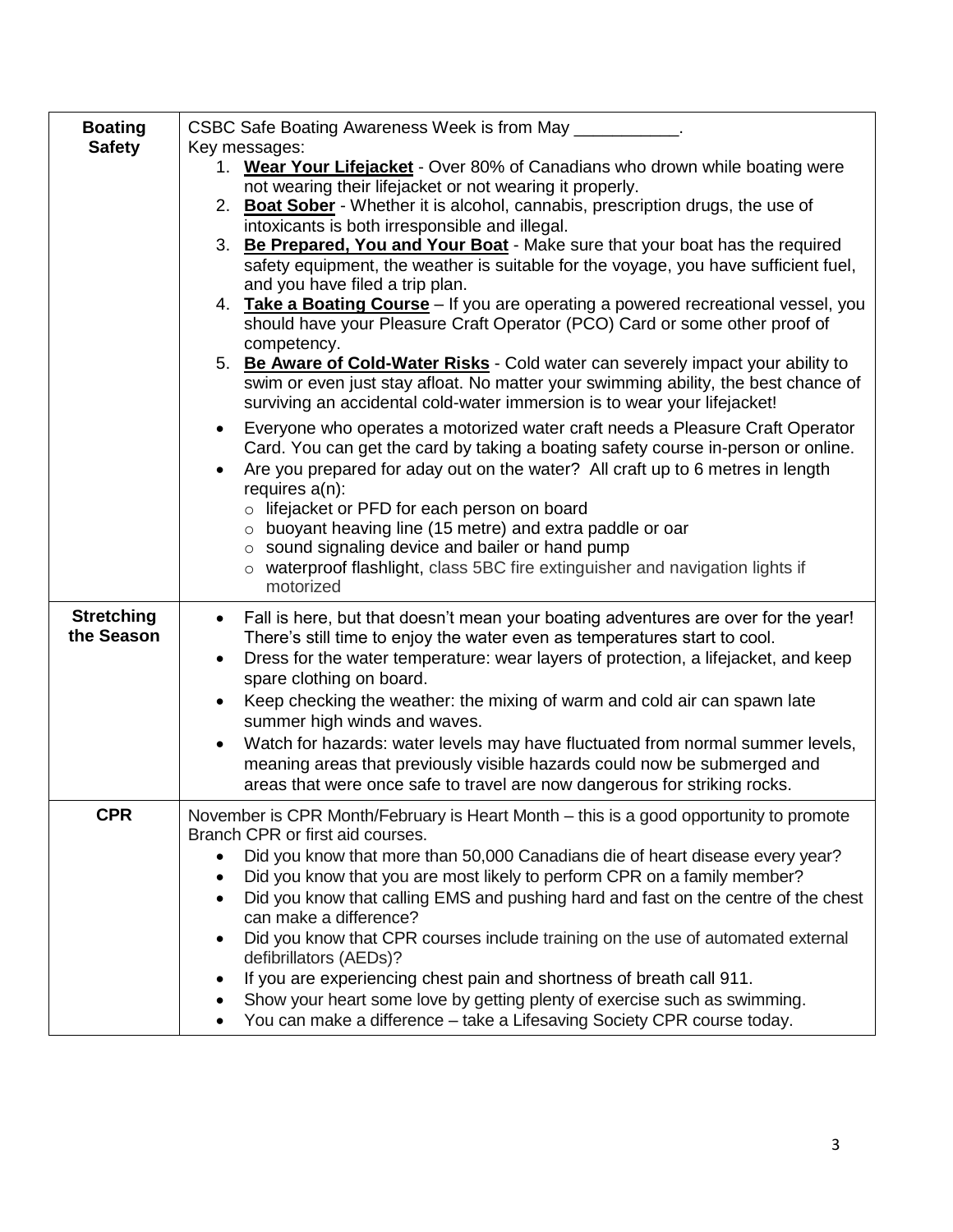| | |
|---|---|
| **Boating Safety** | CSBC Safe Boating Awareness Week is from May ___________.<br>Key messages:<br>1. **Wear Your Lifejacket** - Over 80% of Canadians who drown while boating were not wearing their lifejacket or not wearing it properly.<br>2. **Boat Sober** - Whether it is alcohol, cannabis, prescription drugs, the use of intoxicants is both irresponsible and illegal.<br>3. **Be Prepared, You and Your Boat** - Make sure that your boat has the required safety equipment, the weather is suitable for the voyage, you have sufficient fuel, and you have filed a trip plan.<br>4. **Take a Boating Course** – If you are operating a powered recreational vessel, you should have your Pleasure Craft Operator (PCO) Card or some other proof of competency.<br>5. **Be Aware of Cold-Water Risks** - Cold water can severely impact your ability to swim or even just stay afloat. No matter your swimming ability, the best chance of surviving an accidental cold-water immersion is to wear your lifejacket!<br>• Everyone who operates a motorized water craft needs a Pleasure Craft Operator Card. You can get the card by taking a boating safety course in-person or online.<br>• Are you prepared for aday out on the water? All craft up to 6 metres in length requires a(n):<br>  ○ lifejacket or PFD for each person on board<br>  ○ buoyant heaving line (15 metre) and extra paddle or oar<br>  ○ sound signaling device and bailer or hand pump<br>  ○ waterproof flashlight, class 5BC fire extinguisher and navigation lights if motorized |
| **Stretching the Season** | • Fall is here, but that doesn't mean your boating adventures are over for the year! There's still time to enjoy the water even as temperatures start to cool.<br>• Dress for the water temperature: wear layers of protection, a lifejacket, and keep spare clothing on board.<br>• Keep checking the weather: the mixing of warm and cold air can spawn late summer high winds and waves.<br>• Watch for hazards: water levels may have fluctuated from normal summer levels, meaning areas that previously visible hazards could now be submerged and areas that were once safe to travel are now dangerous for striking rocks. |
| **CPR** | November is CPR Month/February is Heart Month – this is a good opportunity to promote Branch CPR or first aid courses.<br>• Did you know that more than 50,000 Canadians die of heart disease every year?<br>• Did you know that you are most likely to perform CPR on a family member?<br>• Did you know that calling EMS and pushing hard and fast on the centre of the chest can make a difference?<br>• Did you know that CPR courses include training on the use of automated external defibrillators (AEDs)?<br>• If you are experiencing chest pain and shortness of breath call 911.<br>• Show your heart some love by getting plenty of exercise such as swimming.<br>• You can make a difference – take a Lifesaving Society CPR course today. |